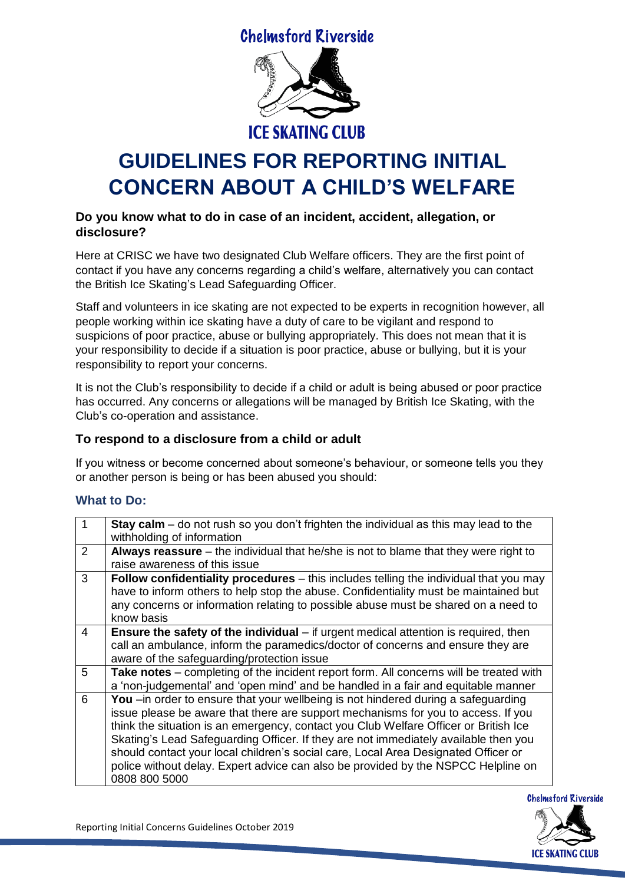Chelmsford Riverside

ICE SKATING CLUB

# GUIDELINES FOR REPORTING INITIAL CONCERN ABOUT A CHILD'S WELFARE

### Do you know what to do in case of an incident, accident, allegation, or disclosure?

Here at CRISC we have two designated Club Welfare officers. They are the first point of contact if you have any concerns regarding a child's welfare, alternatively you can contact the British Ice Skating's Lead Safeguarding Officer.

Staff and volunteers in ice skating are not expected to be experts in recognition however, all people working within ice skating have a duty of care to be vigilant and respond to suspicions of poor practice, abuse or bullying appropriately. This does not mean that it is your responsibility to decide if a situation is poor practice, abuse or bullying, but it is your responsibility to report your concerns.

It is not the Club's responsibility to decide if a child or adult is being abused or poor practice has occurred. Any concerns or allegations will be managed by British Ice Skating, with the Club's co-operation and assistance.

### To respond to a disclosure from a child or adult

If you witness or become concerned about someone's behaviour, or someone tells you they or another person is being or has been abused you should:

### What to Do:

| | |
|---|---|
| 1 | **Stay calm** – do not rush so you don't frighten the individual as this may lead to the withholding of information |
| 2 | **Always reassure** – the individual that he/she is not to blame that they were right to raise awareness of this issue |
| 3 | **Follow confidentiality procedures** – this includes telling the individual that you may have to inform others to help stop the abuse. Confidentiality must be maintained but any concerns or information relating to possible abuse must be shared on a need to know basis |
| 4 | **Ensure the safety of the individual** – if urgent medical attention is required, then call an ambulance, inform the paramedics/doctor of concerns and ensure they are aware of the safeguarding/protection issue |
| 5 | **Take notes** – completing of the incident report form. All concerns will be treated with a 'non-judgemental' and 'open mind' and be handled in a fair and equitable manner |
| 6 | **You** –in order to ensure that your wellbeing is not hindered during a safeguarding issue please be aware that there are support mechanisms for you to access. If you think the situation is an emergency, contact you Club Welfare Officer or British Ice Skating's Lead Safeguarding Officer. If they are not immediately available then you should contact your local children's social care, Local Area Designated Officer or police without delay. Expert advice can also be provided by the NSPCC Helpline on 0808 800 5000 |

Reporting Initial Concerns Guidelines October 2019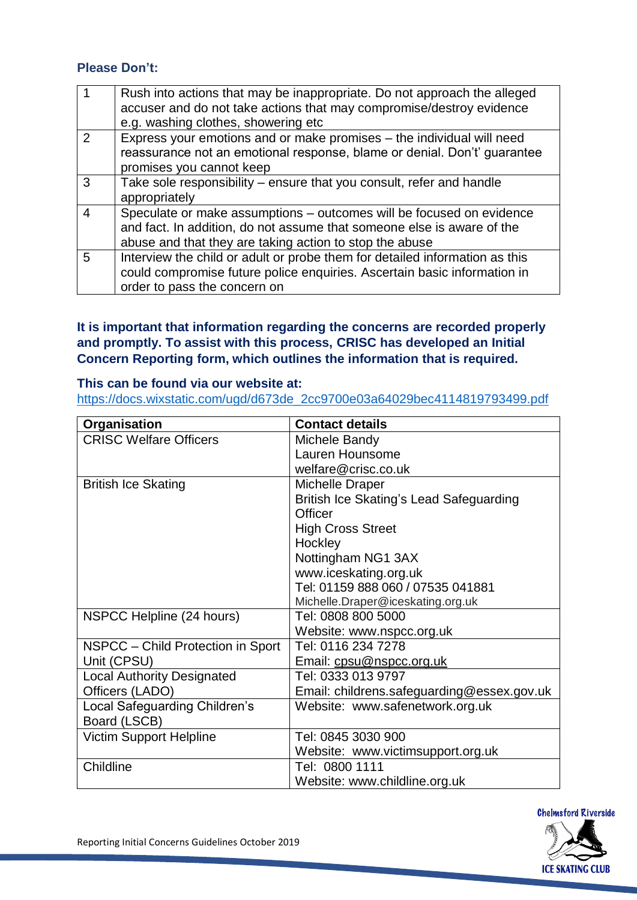**Please Don't:**

| | |
|---|---|
| 1 | Rush into actions that may be inappropriate. Do not approach the alleged accuser and do not take actions that may compromise/destroy evidence e.g. washing clothes, showering etc |
| 2 | Express your emotions and or make promises – the individual will need reassurance not an emotional response, blame or denial. Don't' guarantee promises you cannot keep |
| 3 | Take sole responsibility – ensure that you consult, refer and handle appropriately |
| 4 | Speculate or make assumptions – outcomes will be focused on evidence and fact. In addition, do not assume that someone else is aware of the abuse and that they are taking action to stop the abuse |
| 5 | Interview the child or adult or probe them for detailed information as this could compromise future police enquiries. Ascertain basic information in order to pass the concern on |

**It is important that information regarding the concerns are recorded properly and promptly. To assist with this process, CRISC has developed an Initial Concern Reporting form, which outlines the information that is required.**

**This can be found via our website at:**
https://docs.wixstatic.com/ugd/d673de_2cc9700e03a64029bec4114819793499.pdf

| Organisation | Contact details |
|---|---|
| CRISC Welfare Officers | Michele Bandy<br>Lauren Hounsome<br>welfare@crisc.co.uk |
| British Ice Skating | Michelle Draper<br>British Ice Skating's Lead Safeguarding Officer<br>High Cross Street<br>Hockley<br>Nottingham NG1 3AX<br>www.iceskating.org.uk<br>Tel: 01159 888 060 / 07535 041881<br>Michelle.Draper@iceskating.org.uk |
| NSPCC Helpline (24 hours) | Tel: 0808 800 5000<br>Website: www.nspcc.org.uk |
| NSPCC – Child Protection in Sport Unit (CPSU) | Tel: 0116 234 7278<br>Email: cpsu@nspcc.org.uk |
| Local Authority Designated Officers (LADO) | Tel: 0333 013 9797<br>Email: childrens.safeguarding@essex.gov.uk |
| Local Safeguarding Children's Board (LSCB) | Website: www.safenetwork.org.uk |
| Victim Support Helpline | Tel: 0845 3030 900<br>Website: www.victimsupport.org.uk |
| Childline | Tel: 0800 1111<br>Website: www.childline.org.uk |